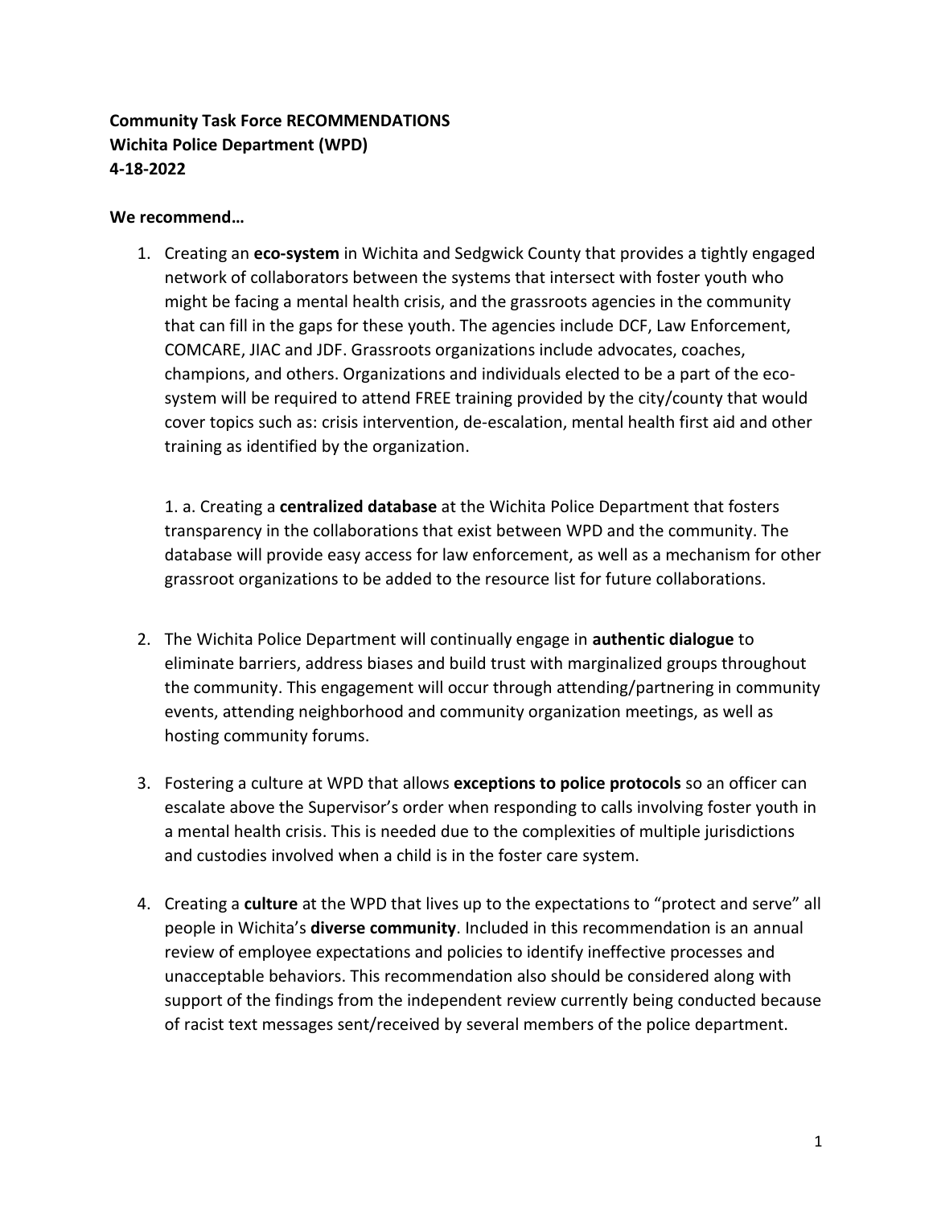**Community Task Force RECOMMENDATIONS**
**Wichita Police Department (WPD)**
**4-18-2022**

**We recommend…**

1. Creating an **eco-system** in Wichita and Sedgwick County that provides a tightly engaged network of collaborators between the systems that intersect with foster youth who might be facing a mental health crisis, and the grassroots agencies in the community that can fill in the gaps for these youth. The agencies include DCF, Law Enforcement, COMCARE, JIAC and JDF. Grassroots organizations include advocates, coaches, champions, and others. Organizations and individuals elected to be a part of the eco-system will be required to attend FREE training provided by the city/county that would cover topics such as: crisis intervention, de-escalation, mental health first aid and other training as identified by the organization.

   1. a. Creating a **centralized database** at the Wichita Police Department that fosters transparency in the collaborations that exist between WPD and the community. The database will provide easy access for law enforcement, as well as a mechanism for other grassroot organizations to be added to the resource list for future collaborations.

2. The Wichita Police Department will continually engage in **authentic dialogue** to eliminate barriers, address biases and build trust with marginalized groups throughout the community. This engagement will occur through attending/partnering in community events, attending neighborhood and community organization meetings, as well as hosting community forums.

3. Fostering a culture at WPD that allows **exceptions to police protocols** so an officer can escalate above the Supervisor's order when responding to calls involving foster youth in a mental health crisis. This is needed due to the complexities of multiple jurisdictions and custodies involved when a child is in the foster care system.

4. Creating a **culture** at the WPD that lives up to the expectations to "protect and serve" all people in Wichita's **diverse community**. Included in this recommendation is an annual review of employee expectations and policies to identify ineffective processes and unacceptable behaviors. This recommendation also should be considered along with support of the findings from the independent review currently being conducted because of racist text messages sent/received by several members of the police department.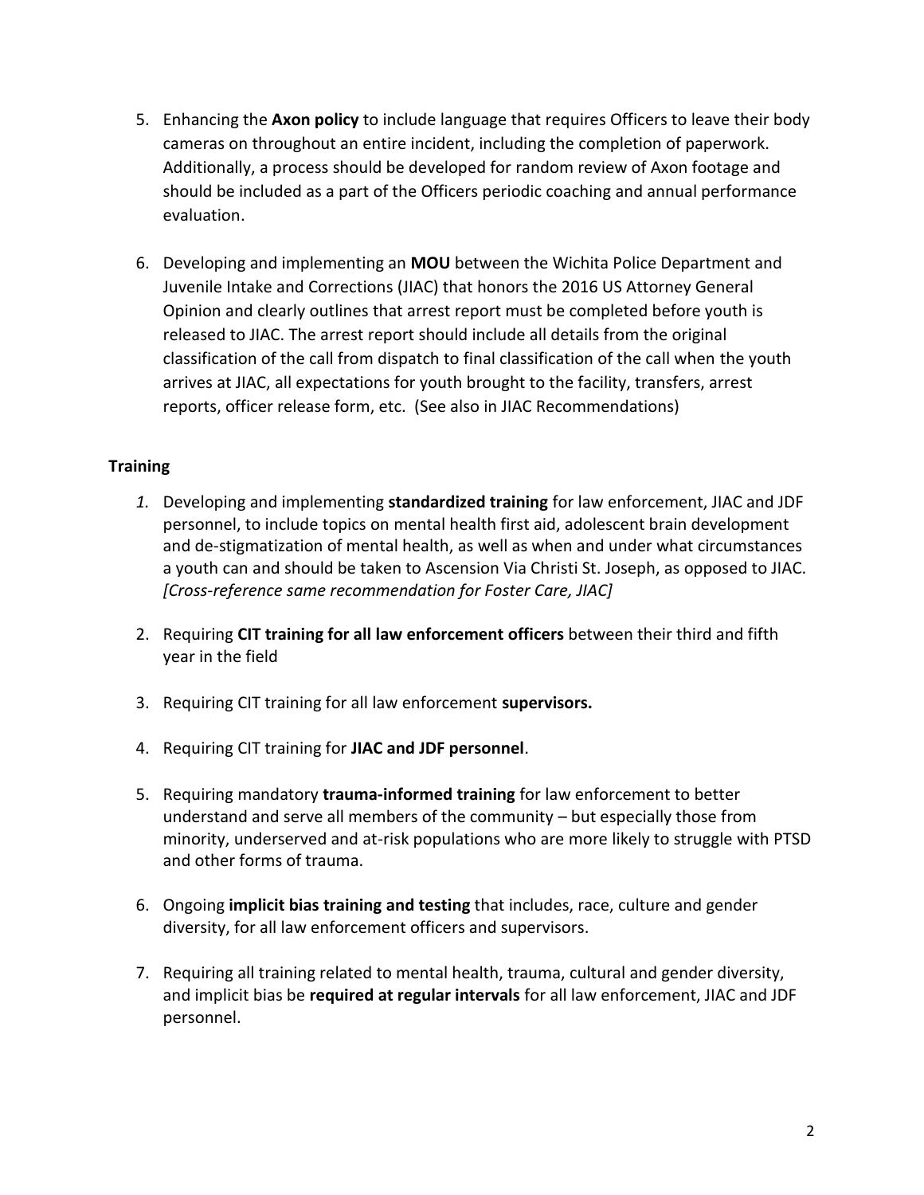5. Enhancing the **Axon policy** to include language that requires Officers to leave their body cameras on throughout an entire incident, including the completion of paperwork. Additionally, a process should be developed for random review of Axon footage and should be included as a part of the Officers periodic coaching and annual performance evaluation.

6. Developing and implementing an **MOU** between the Wichita Police Department and Juvenile Intake and Corrections (JIAC) that honors the 2016 US Attorney General Opinion and clearly outlines that arrest report must be completed before youth is released to JIAC. The arrest report should include all details from the original classification of the call from dispatch to final classification of the call when the youth arrives at JIAC, all expectations for youth brought to the facility, transfers, arrest reports, officer release form, etc. (See also in JIAC Recommendations)

**Training**

1. Developing and implementing **standardized training** for law enforcement, JIAC and JDF personnel, to include topics on mental health first aid, adolescent brain development and de-stigmatization of mental health, as well as when and under what circumstances a youth can and should be taken to Ascension Via Christi St. Joseph, as opposed to JIAC. *[Cross-reference same recommendation for Foster Care, JIAC]*

2. Requiring **CIT training for all law enforcement officers** between their third and fifth year in the field

3. Requiring CIT training for all law enforcement **supervisors.**

4. Requiring CIT training for **JIAC and JDF personnel**.

5. Requiring mandatory **trauma-informed training** for law enforcement to better understand and serve all members of the community – but especially those from minority, underserved and at-risk populations who are more likely to struggle with PTSD and other forms of trauma.

6. Ongoing **implicit bias training and testing** that includes, race, culture and gender diversity, for all law enforcement officers and supervisors.

7. Requiring all training related to mental health, trauma, cultural and gender diversity, and implicit bias be **required at regular intervals** for all law enforcement, JIAC and JDF personnel.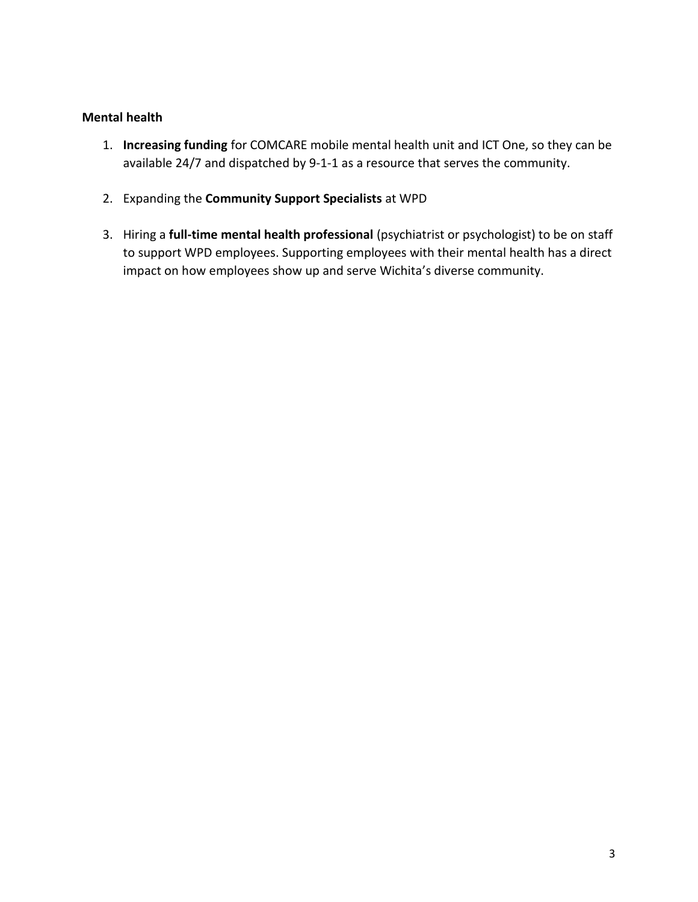**Mental health**

1. **Increasing funding** for COMCARE mobile mental health unit and ICT One, so they can be available 24/7 and dispatched by 9-1-1 as a resource that serves the community.

2. Expanding the **Community Support Specialists** at WPD

3. Hiring a **full-time mental health professional** (psychiatrist or psychologist) to be on staff to support WPD employees. Supporting employees with their mental health has a direct impact on how employees show up and serve Wichita's diverse community.